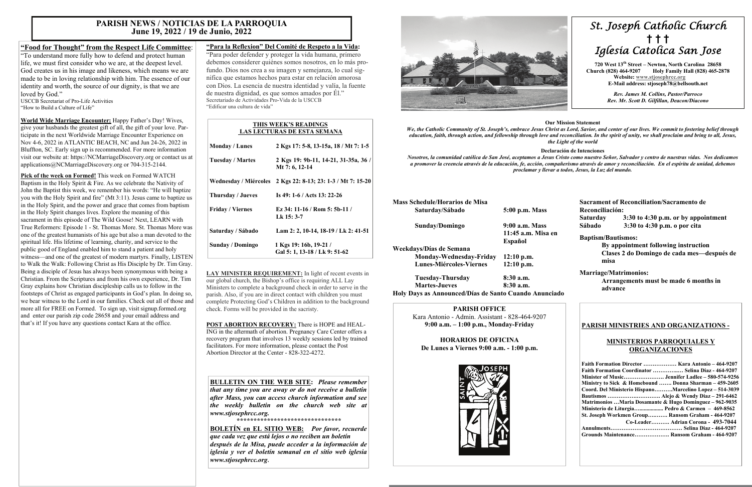# PARISH NEWS / NOTICIAS DE LA PARROQUIA
## June 19, 2022 / 19 de Junio, 2022

**"Food for Thought" from the Respect Life Committee:**
"To understand more fully how to defend and protect human life, we must first consider who we are, at the deepest level. God creates us in his image and likeness, which means we are made to be in loving relationship with him. The essence of our identity and worth, the source of our dignity, is that we are loved by God."
USCCB Secretariat of Pro-Life Activities
"How to Build a Culture of Life"

**World Wide Marriage Encounter:** Happy Father's Day! Wives, give your husbands the greatest gift of all, the gift of your love. Participate in the next Worldwide Marriage Encounter Experience on Nov 4-6, 2022 in ATLANTIC BEACH, NC and Jun 24-26, 2022 in Bluffton, SC. Early sign up is recommended. For more information visit our website at: https://NCMarriageDiscovery.org or contact us at applications@NCMarriageDiscovery.org or 704-315-2144.

**Pick of the week on Formed!** This week on Formed WATCH Baptism in the Holy Spirit & Fire. As we celebrate the Nativity of John the Baptist this week, we remember his words: "He will baptize you with the Holy Spirit and fire" (Mt 3:11). Jesus came to baptize us in the Holy Spirit, and the power and grace that comes from baptism in the Holy Spirit changes lives. Explore the meaning of this sacrament in this episode of The Wild Goose! Next, LEARN with True Reformers: Episode 1 - St. Thomas More. St. Thomas More was one of the greatest humanists of his age but also a man devoted to the spiritual life. His lifetime of learning, charity, and service to the public good of England enabled him to stand a patient and holy witness—and one of the greatest of modern martyrs. Finally, LISTEN to Walk the Walk: Following Christ as His Disciple by Dr. Tim Gray. Being a disciple of Jesus has always been synonymous with being a Christian. From the Scriptures and from his own experience, Dr. Tim Gray explains how Christian discipleship calls us to follow in the footsteps of Christ as engaged participants in God's plan. In doing so, we bear witness to the Lord in our families. Check out all of those and more all for FREE on Formed. To sign up, visit signup.formed.org and enter our parish zip code 28658 and your email address and that's it! If you have any questions contact Kara at the office.

**"Para la Reflexion" Del Comité de Respeto a la Vida:**
"Para poder defender y proteger la vida humana, primero debemos considerer quiénes somos nosotros, en lo más profundo. Dios nos crea a su imagen y semejanza, lo cual significa que estamos hechos para estar en relación amorosa con Dios. La esencia de nuestra identidad y valía, la fuente de nuestra dignidad, es que somos amados por Él."
Secretariado de Actividades Pro-Vida de la USCCB
"Edificar una cultura de vida"

### THIS WEEK'S READINGS / LAS LECTURAS DE ESTA SEMANA

| | |
|---|---|
| Monday / Lunes | 2 Kgs 17: 5-8, 13-15a, 18 / Mt 7: 1-5 |
| Tuesday / Martes | 2 Kgs 19: 9b-11, 14-21, 31-35a, 36 / Mt 7: 6, 12-14 |
| Wednesday / Miércoles | 2 Kgs 22: 8-13; 23: 1-3 / Mt 7: 15-20 |
| Thursday / Jueves | Is 49: 1-6 / Acts 13: 22-26 |
| Friday / Viernes | Ez 34: 11-16 / Rom 5: 5b-11 / Lk 15: 3-7 |
| Saturday / Sábado | Lam 2: 2, 10-14, 18-19 / Lk 2: 41-51 |
| Sunday / Domingo | 1 Kgs 19: 16b, 19-21 / Gal 5: 1, 13-18 / Lk 9: 51-62 |

**LAY MINISTER REQUIREMENT:** In light of recent events in our global church, the Bishop's office is requiring ALL Lay Ministers to complete a background check in order to serve in the parish. Also, if you are in direct contact with children you must complete Protecting God's Children in addition to the background check. Forms will be provided in the sacristy.

**POST ABORTION RECOVERY:** There is HOPE and HEALING in the aftermath of abortion. Pregnancy Care Center offers a recovery program that involves 13 weekly sessions led by trained facilitators. For more information, please contact the Post Abortion Director at the Center - 828-322-4272.

**BULLETIN ON THE WEB SITE:** *Please remember that any time you are away or do not receive a bulletin after Mass, you can access church information and see the weekly bulletin on the church web site at www.stjosephrcc.org.*

********************************

**BOLETÍN en EL SITIO WEB:** *Por favor, recuerde que cada vez que está lejos o no reciben un boletín después de la Misa, puede acceder a la información de iglesia y ver el boletín semanal en el sitio web iglesia www.stjosephrcc.org.*

# St. Joseph Catholic Church
† † †
# Iglesia Católica San Jose

**720 West 13th Street – Newton, North Carolina 28658**
**Church (828) 464-9207 Holy Family Hall (828) 465-2878**
**Website: www.stjosephrcc.org**
**E-Mail address: stjoseph78@bellsouth.net**

*Rev. James M. Collins, Pastor/Parroco*
*Rev. Mr. Scott D. Gilfillan, Deacon/Diacono*

**Our Mission Statement**
*We, the Catholic Community of St. Joseph's, embrace Jesus Christ as Lord, Savior, and center of our lives. We commit to fostering belief through education, faith, through action, and fellowship through love and reconciliation. In the spirit of unity, we shall proclaim and bring to all, Jesus, the Light of the world*

**Declaración de Intenciones**
*Nosotros, la comunidad católica de San José, aceptamos a Jesus Cristo como nuestro Señor, Salvador y centro de nuestras vidas. Nos dedicamos a promover la creencia através de la educación, fe, acción, compañerismo através de amor y reconciliación. En el espíritu de unidad, debemos proclamar y llevar a todos, Jesus, la Luz del mundo.*

**Mass Schedule/Horarios de Misa**

| | |
|---|---|
| **Saturday/Sábado** | **5:00 p.m. Mass** |
| **Sunday/Domingo** | **9:00 a.m. Mass** |
| | **11:45 a.m. Misa en Español** |
| **Weekdays/Días de Semana** | |
| **Monday-Wednesday-Friday** | **12:10 p.m.** |
| **Lunes-Miércoles-Viernes** | **12:10 p.m.** |
| **Tuesday-Thursday** | **8:30 a.m.** |
| **Martes-Jueves** | **8:30 a.m.** |

**Holy Days as Announced/Días de Santo Cuando Anunciado**

**Sacrament of Reconciliation/Sacramento de Reconciliación:**
**Saturday 3:30 to 4:30 p.m. or by appointment**
**Sábado 3:30 to 4:30 p.m. o por cita**

**Baptism/Bautismos:**
**By appointment following instruction**
**Clases 2 do Domingo de cada mes—después de misa**

**Marriage/Matrimonios:**
**Arrangements must be made 6 months in advance**

**PARISH OFFICE**
Kara Antonio - Admin. Assistant - 828-464-9207
**9:00 a.m. – 1:00 p.m., Monday-Friday**

**HORARIOS DE OFICINA**
**De Lunes a Viernes 9:00 a.m. - 1:00 p.m.**

### PARISH MINISTRIES AND ORGANIZATIONS - MINISTERIOS PARROQUIALES Y ORGANIZACIONES

**Faith Formation Director ……………… Kara Antonio – 464-9207**
**Faith Formation Coordinator ………….… Selina Diaz - 464-9207**
**Minister of Music…………………. Jennifer Ladlee – 580-574-9256**
**Ministry to Sick & Homebound ……. Donna Sharman – 459-2605**
**Coord. Del Ministerio Hispano……….Marcelino Lopez – 514-3039**
**Bautismos …………….………. Alejo & Wendy Diaz – 291-6462**
**Matrimonios …Maria Dosamante & Hugo Dominguez – 962-9035**
**Ministerio de Liturgia…................. Pedro & Carmen – 469-8562**
**St. Joseph Workmen Group…..…… Ransom Graham - 464-9207**
**Co-Leader………. Adrian Corona - 493-7044**
**Annulments…………………………………. Selina Diaz - 464-9207**
**Grounds Maintenance………………. Ransom Graham - 464-9207**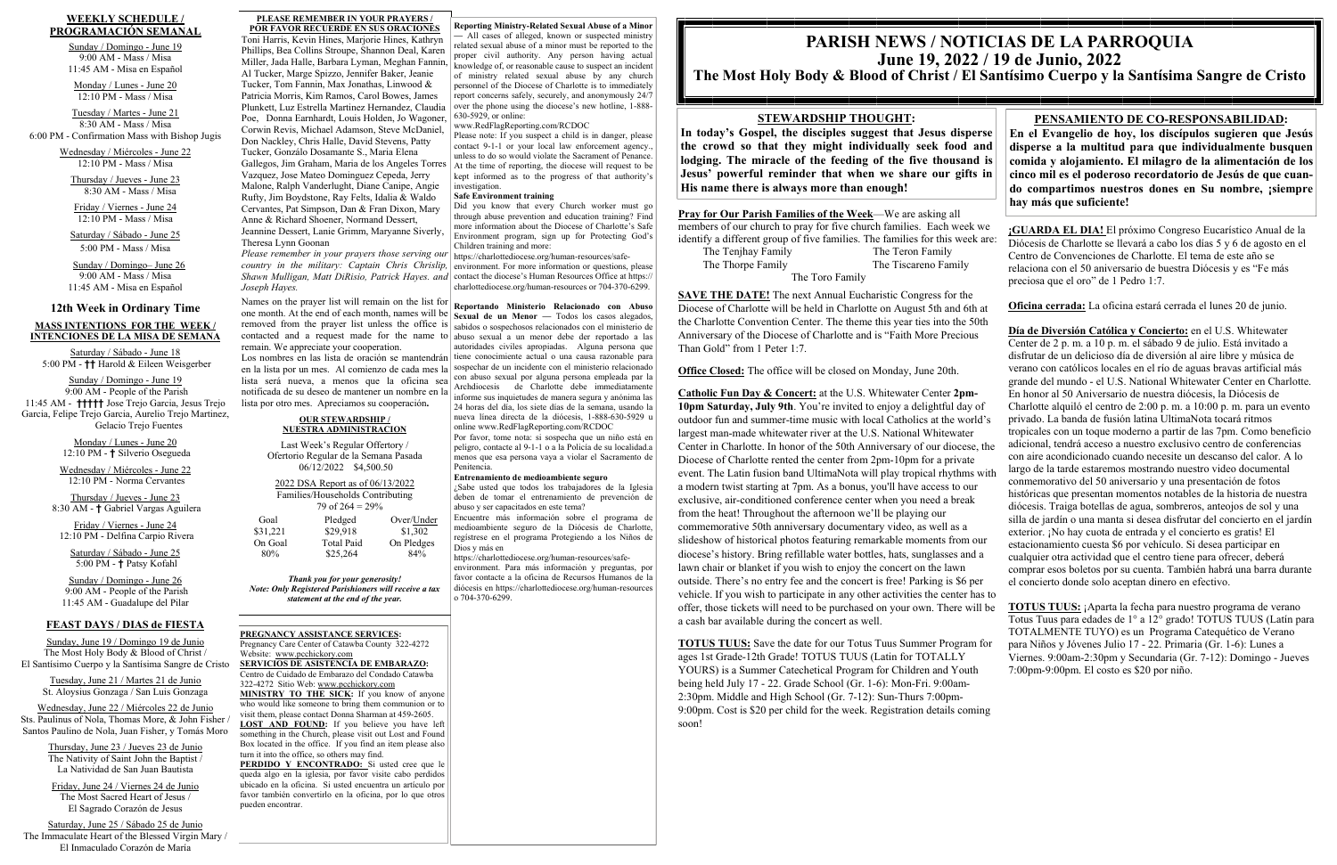# PARISH NEWS / NOTICIAS DE LA PARROQUIA
## June 19, 2022 / 19 de Junio, 2022
## The Most Holy Body & Blood of Christ / El Santísimo Cuerpo y la Santísima Sangre de Cristo

## WEEKLY SCHEDULE / PROGRAMACIÓN SEMANAL

Sunday / Domingo - June 19
9:00 AM - Mass / Misa
11:45 AM - Misa en Español

Monday / Lunes - June 20
12:10 PM - Mass / Misa

Tuesday / Martes - June 21
8:30 AM - Mass / Misa
6:00 PM - Confirmation Mass with Bishop Jugis

Wednesday / Miércoles - June 22
12:10 PM - Mass / Misa

Thursday / Jueves - June 23
8:30 AM - Mass / Misa

Friday / Viernes - June 24
12:10 PM - Mass / Misa

Saturday / Sábado - June 25
5:00 PM - Mass / Misa

Sunday / Domingo– June 26
9:00 AM - Mass / Misa
11:45 AM - Misa en Español

## 12th Week in Ordinary Time

### MASS INTENTIONS FOR THE WEEK / INTENCIONES DE LA MISA DE SEMANA

Saturday / Sábado - June 18
5:00 PM - †† Harold & Eileen Weisgerber

Sunday / Domingo - June 19
9:00 AM - People of the Parish
11:45 AM - ††††† Jose Trejo Garcia, Jesus Trejo Garcia, Felipe Trejo Garcia, Aurelio Trejo Martinez, Gelacio Trejo Fuentes

Monday / Lunes - June 20
12:10 PM - † Silverio Oseguеda

Wednesday / Miércoles - June 22
12:10 PM - Norma Cervantes

Thursday / Jueves - June 23
8:30 AM - † Gabriel Vargas Aguilera

Friday / Viernes - June 24
12:10 PM - Delfina Carpio Rivera

Saturday / Sábado - June 25
5:00 PM - † Patsy Kofahl

Sunday / Domingo - June 26
9:00 AM - People of the Parish
11:45 AM - Guadalupe del Pilar

## FEAST DAYS / DIAS de FIESTA

Sunday, June 19 / Domingo 19 de Junio
The Most Holy Body & Blood of Christ / El Santísimo Cuerpo y la Santísima Sangre de Cristo

Tuesday, June 21 / Martes 21 de Junio
St. Aloysius Gonzaga / San Luis Gonzaga

Wednesday, June 22 / Miércoles 22 de Junio
Sts. Paulinus of Nola, Thomas More, & John Fisher / Santos Paulino de Nola, Juan Fisher, y Tomás Moro

Thursday, June 23 / Jueves 23 de Junio
The Nativity of Saint John the Baptist / La Natividad de San Juan Bautista

Friday, June 24 / Viernes 24 de Junio
The Most Sacred Heart of Jesus / El Sagrado Corazón de Jesus

Saturday, June 25 / Sábado 25 de Junio
The Immaculate Heart of the Blessed Virgin Mary / El Inmaculado Corazón de María

### PLEASE REMEMBER IN YOUR PRAYERS / POR FAVOR RECUERDE EN SUS ORACIONES

Toni Harris, Kevin Hines, Marjorie Hines, Kathryn Phillips, Bea Collins Stroupe, Shannon Deal, Karen Miller, Jada Halle, Barbara Lyman, Meghan Fannin, Al Tucker, Marge Spizzo, Jennifer Baker, Jeanie Tucker, Tom Fannin, Max Jonathas, Linwood & Patricia Morris, Kim Ramos, Carol Bowes, James Plunkett, Luz Estrella Martinez Hernandez, Claudia Poe, Donna Earnhardt, Louis Holden, Jo Wagoner, Corwin Revis, Michael Adamson, Steve McDaniel, Don Nackley, Chris Halle, David Stevens, Patty Tucker, Gonzálo Dosamante S., Maria Elena Gallegos, Jim Graham, Maria de los Angeles Torres Vazquez, Jose Mateo Dominguez Cepeda, Jerry Malone, Ralph Vanderlught, Diane Canipe, Angie Rufty, Jim Boydstone, Ray Felts, Idalia & Waldo Cervantes, Pat Simpson, Dan & Fran Dixon, Mary Anne & Richard Shoener, Normand Dessert, Jeannine Dessert, Lanie Grimm, Maryanne Siverly, Theresa Lynn Goonan

*Please remember in your prayers those serving our country in the military: Captain Chris Chrislip, Shawn Mulligan, Matt DiRisio, Patrick Hayes. and Joseph Hayes.*

Names on the prayer list will remain on the list for one month. At the end of each month, names will be removed from the prayer list unless the office is contacted and a request made for the name to remain. We appreciate your cooperation.

Los nombres en las lista de oración se mantendrán en la lista por un mes. Al comienzo de cada mes la lista será nueva, a menos que la oficina sea notificada de su deseo de mantener un nombre en la lista por otro mes. Apreciamos su cooperación**.**

### OUR STEWARDSHIP / NUESTRA ADMINISTRACION

Last Week's Regular Offertory / Ofertorio Regular de la Semana Pasada
06/12/2022 $4,500.50

2022 DSA Report as of 06/13/2022
Families/Households Contributing
79 of 264 = 29%

| Goal | Pledged | Over/Under |
|---|---|---|
| $31,221 | $29,918 | $1,302 |
| On Goal | Total Paid | On Pledges |
| 80% | $25,264 | 84% |

***Thank you for your generosity!***
***Note: Only Registered Parishioners will receive a tax statement at the end of the year.***

**Reporting Ministry-Related Sexual Abuse of a Minor** — All cases of alleged, known or suspected ministry related sexual abuse of a minor must be reported to the proper civil authority. Any person having actual knowledge of, or reasonable cause to suspect an incident of ministry related sexual abuse by any church personnel of the Diocese of Charlotte is to immediately report concerns safely, securely, and anonymously 24/7 over the phone using the diocese's new hotline, 1-888-630-5929, or online:
www.RedFlagReporting.com/RCDOC
Please note: If you suspect a child is in danger, please contact 9-1-1 or your local law enforcement agency., unless to do so would violate the Sacrament of Penance. At the time of reporting, the diocese will request to be kept informed as to the progress of that authority's investigation.

**Safe Environment training**
Did you know that every Church worker must go through abuse prevention and education training? Find more information about the Diocese of Charlotte's Safe Environment program, sign up for Protecting God's Children training and more:
https://charlottediocese.org/human-resources/safe-environment. For more information or questions, please contact the diocese's Human Resources Office at https://charlottediocese.org/human-resources or 704-370-6299.

**Reportando Ministerio Relacionado con Abuso Sexual de un Menor** — Todos los casos alegados, sabidos o sospechosos relacionados con el ministerio de abuso sexual a un menor debe der reportado a las autoridades civiles apropiadas. Alguna persona que tiene conocimiente actual o una causa razonable para sospechar de un incidente con el ministerio relacionado con abuso sexual por alguna persona empleada par la Archdiocesis de Charlotte debe immediatamente informe sus inquietudes de manera segura y anónima las 24 horas del día, los siete días de la semana, usando la nueva línea directa de la diócesis, 1-888-630-5929 u online www.RedFlagReporting.com/RCDOC
Por favor, tome nota: si sospecha que un niño está en peligro, contacte al 9-1-1 o a la Policía de su localidad.a menos que esa persona vaya a violar el Sacramento de Penitencia.

**Entrenamiento de medioambiente seguro**
¿Sabe usted que todos los trabajadores de la Iglesia deben de tomar el entrenamiento de prevención de abuso y ser capacitados en este tema?
Encuentre más información sobre el programa de medioambiente seguro de la Diócesis de Charlotte, regístrese en el programa Protegiendo a los Niños de Dios y más en
https://charlottediocese.org/human-resources/safe-environment. Para más información y preguntas, por favor contacte a la oficina de Recursos Humanos de la diócesis en https://charlottediocese.org/human-resources o 704-370-6299.

**PREGNANCY ASSISTANCE SERVICES:**
Pregnancy Care Center of Catawba County 322-4272
Website: www.pcchickory.com

**SERVICIOS DE ASISTENCIA DE EMBARAZO:**
Centro de Cuidado de Embarazo del Condado Catawba 322-4272 Sitio Web: www.pcchickory.com

**MINISTRY TO THE SICK:** If you know of anyone who would like someone to bring them communion or to visit them, please contact Donna Sharman at 459-2605.

**LOST AND FOUND:** If you believe you have left something in the Church, please visit out Lost and Found Box located in the office. If you find an item please also turn it into the office, so others may find.

**PERDIDO Y ENCONTRADO:** Si usted cree que le queda algo en la iglesia, por favor visite cabo perdidos ubicado en la oficina. Si usted encuentra un articulo por favor también convertirlo en la oficina, por lo que otros pueden encontrar.

### STEWARDSHIP THOUGHT:

**In today's Gospel, the disciples suggest that Jesus disperse the crowd so that they might individually seek food and lodging. The miracle of the feeding of the five thousand is Jesus' powerful reminder that when we share our gifts in His name there is always more than enough!**

**Pray for Our Parish Families of the Week**—We are asking all members of our church to pray for five church families. Each week we identify a different group of five families. The families for this week are:

The Tenjhay Family
The Teron Family
The Thorpe Family
The Tiscareno Family
The Toro Family

**SAVE THE DATE!** The next Annual Eucharistic Congress for the Diocese of Charlotte will be held in Charlotte on August 5th and 6th at the Charlotte Convention Center. The theme this year ties into the 50th Anniversary of the Diocese of Charlotte and is "Faith More Precious Than Gold" from 1 Peter 1:7.

**Office Closed:** The office will be closed on Monday, June 20th.

**Catholic Fun Day & Concert:** at the U.S. Whitewater Center **2pm-10pm Saturday, July 9th**. You're invited to enjoy a delightful day of outdoor fun and summer-time music with local Catholics at the world's largest man-made whitewater river at the U.S. National Whitewater Center in Charlotte. In honor of the 50th Anniversary of our diocese, the Diocese of Charlotte rented the center from 2pm-10pm for a private event. The Latin fusion band UltimaNota will play tropical rhythms with a modern twist starting at 7pm. As a bonus, you'll have access to our exclusive, air-conditioned conference center when you need a break from the heat! Throughout the afternoon we'll be playing our commemorative 50th anniversary documentary video, as well as a slideshow of historical photos featuring remarkable moments from our diocese's history. Bring refillable water bottles, hats, sunglasses and a lawn chair or blanket if you wish to enjoy the concert on the lawn outside. There's no entry fee and the concert is free! Parking is $6 per vehicle. If you wish to participate in any other activities the center has to offer, those tickets will need to be purchased on your own. There will be a cash bar available during the concert as well.

**TOTUS TUUS:** Save the date for our Totus Tuus Summer Program for ages 1st Grade-12th Grade! TOTUS TUUS (Latin for TOTALLY YOURS) is a Summer Catechetical Program for Children and Youth being held July 17 - 22. Grade School (Gr. 1-6): Mon-Fri. 9:00am-2:30pm. Middle and High School (Gr. 7-12): Sun-Thurs 7:00pm-9:00pm. Cost is $20 per child for the week. Registration details coming soon!

### PENSAMIENTO DE CO-RESPONSABILIDAD:

**En el Evangelio de hoy, los discípulos sugieren que Jesús disperse a la multitud para que individualmente busquen comida y alojamiento. El milagro de la alimentación de los cinco mil es el poderoso recordatorio de Jesús de que cuando compartimos nuestros dones en Su nombre, ¡siempre hay más que suficiente!**

**¡GUARDA EL DIA!** El próximo Congreso Eucarístico Anual de la Diócesis de Charlotte se llevará a cabo los días 5 y 6 de agosto en el Centro de Convenciones de Charlotte. El tema de este año se relaciona con el 50 aniversario de buestra Diócesis y es "Fe más preciosa que el oro" de 1 Pedro 1:7.

**Oficina cerrada:** La oficina estará cerrada el lunes 20 de junio.

**Día de Diversión Católica y Concierto:** en el U.S. Whitewater Center de 2 p. m. a 10 p. m. el sábado 9 de julio. Está invitado a disfrutar de un delicioso día de diversión al aire libre y música de verano con católicos locales en el río de aguas bravas artificial más grande del mundo - el U.S. National Whitewater Center en Charlotte. En honor al 50 Aniversario de nuestra diócesis, la Diócesis de Charlotte alquiló el centro de 2:00 p. m. a 10:00 p. m. para un evento privado. La banda de fusión latina UltimaNota tocará ritmos tropicales con un toque moderno a partir de las 7pm. Como beneficio adicional, tendrá acceso a nuestro exclusivo centro de conferencias con aire acondicionado cuando necesite un descanso del calor. A lo largo de la tarde estaremos mostrando nuestro video documental conmemorativo del 50 aniversario y una presentación de fotos históricas que presentan momentos notables de la historia de nuestra diócesis. Traiga botellas de agua, sombreros, anteojos de sol y una silla de jardín o una manta si desea disfrutar del concierto en el jardín exterior. ¡No hay cuota de entrada y el concierto es gratis! El estacionamiento cuesta $6 por vehículo. Si desea participar en cualquier otra actividad que el centro tiene para ofrecer, deberá comprar esos boletos por su cuenta. También habrá una barra durante el concierto donde solo aceptan dinero en efectivo.

**TOTUS TUUS:** ¡Aparta la fecha para nuestro programa de verano Totus Tuus para edades de 1° a 12° grado! TOTUS TUUS (Latín para TOTALMENTE TUYO) es un Programa Catequético de Verano para Niños y Jóvenes Julio 17 - 22. Primaria (Gr. 1-6): Lunes a Viernes. 9:00am-2:30pm y Secundaria (Gr. 7-12): Domingo - Jueves 7:00pm-9:00pm. El costo es $20 por niño.